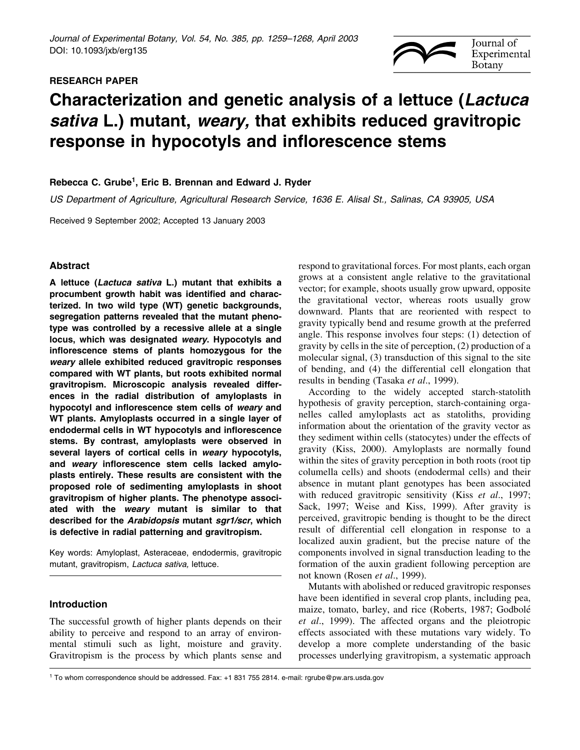RESEARCH PAPER

# Characterization and genetic analysis of a lettuce (*Lactuca sativa* L.) mutant, *weary,* that exhibits reduced gravitropic response in hypocotyls and inflorescence stems

**Rebecca C. Grube[1], Eric B. Brennan and Edward J. Ryder**

*US Department of Agriculture, Agricultural Research Service, 1636 E. Alisal St., Salinas, CA 93905, USA*

Received 9 September 2002; Accepted 13 January 2003

## Abstract

**A lettuce (*Lactuca sativa* L.) mutant that exhibits a procumbent growth habit was identified and characterized. In two wild type (WT) genetic backgrounds, segregation patterns revealed that the mutant phenotype was controlled by a recessive allele at a single locus, which was designated *weary*. Hypocotyls and inflorescence stems of plants homozygous for the *weary* allele exhibited reduced gravitropic responses compared with WT plants, but roots exhibited normal gravitropism. Microscopic analysis revealed differences in the radial distribution of amyloplasts in hypocotyl and inflorescence stem cells of *weary* and WT plants. Amyloplasts occurred in a single layer of endodermal cells in WT hypocotyls and inflorescence stems. By contrast, amyloplasts were observed in several layers of cortical cells in *weary* hypocotyls, and *weary* inflorescence stem cells lacked amyloplasts entirely. These results are consistent with the proposed role of sedimenting amyloplasts in shoot gravitropism of higher plants. The phenotype associated with the *weary* mutant is similar to that described for the *Arabidopsis* mutant *sgr1/scr*, which is defective in radial patterning and gravitropism.**

Key words: Amyloplast, Asteraceae, endodermis, gravitropic mutant, gravitropism, *Lactuca sativa,* lettuce.

## Introduction

The successful growth of higher plants depends on their ability to perceive and respond to an array of environmental stimuli such as light, moisture and gravity. Gravitropism is the process by which plants sense and respond to gravitational forces. For most plants, each organ grows at a consistent angle relative to the gravitational vector; for example, shoots usually grow upward, opposite the gravitational vector, whereas roots usually grow downward. Plants that are reoriented with respect to gravity typically bend and resume growth at the preferred angle. This response involves four steps: (1) detection of gravity by cells in the site of perception, (2) production of a molecular signal, (3) transduction of this signal to the site of bending, and (4) the differential cell elongation that results in bending (Tasaka *et al*., 1999).

According to the widely accepted starch-statolith hypothesis of gravity perception, starch-containing organelles called amyloplasts act as statoliths, providing information about the orientation of the gravity vector as they sediment within cells (statocytes) under the effects of gravity (Kiss, 2000). Amyloplasts are normally found within the sites of gravity perception in both roots (root tip columella cells) and shoots (endodermal cells) and their absence in mutant plant genotypes has been associated with reduced gravitropic sensitivity (Kiss *et al*., 1997; Sack, 1997; Weise and Kiss, 1999). After gravity is perceived, gravitropic bending is thought to be the direct result of differential cell elongation in response to a localized auxin gradient, but the precise nature of the components involved in signal transduction leading to the formation of the auxin gradient following perception are not known (Rosen *et al*., 1999).

Mutants with abolished or reduced gravitropic responses have been identified in several crop plants, including pea, maize, tomato, barley, and rice (Roberts, 1987; Godbolé *et al*., 1999). The affected organs and the pleiotropic effects associated with these mutations vary widely. To develop a more complete understanding of the basic processes underlying gravitropism, a systematic approach

[1] To whom correspondence should be addressed. Fax: +1 831 755 2814. e-mail: rgrube@pw.ars.usda.gov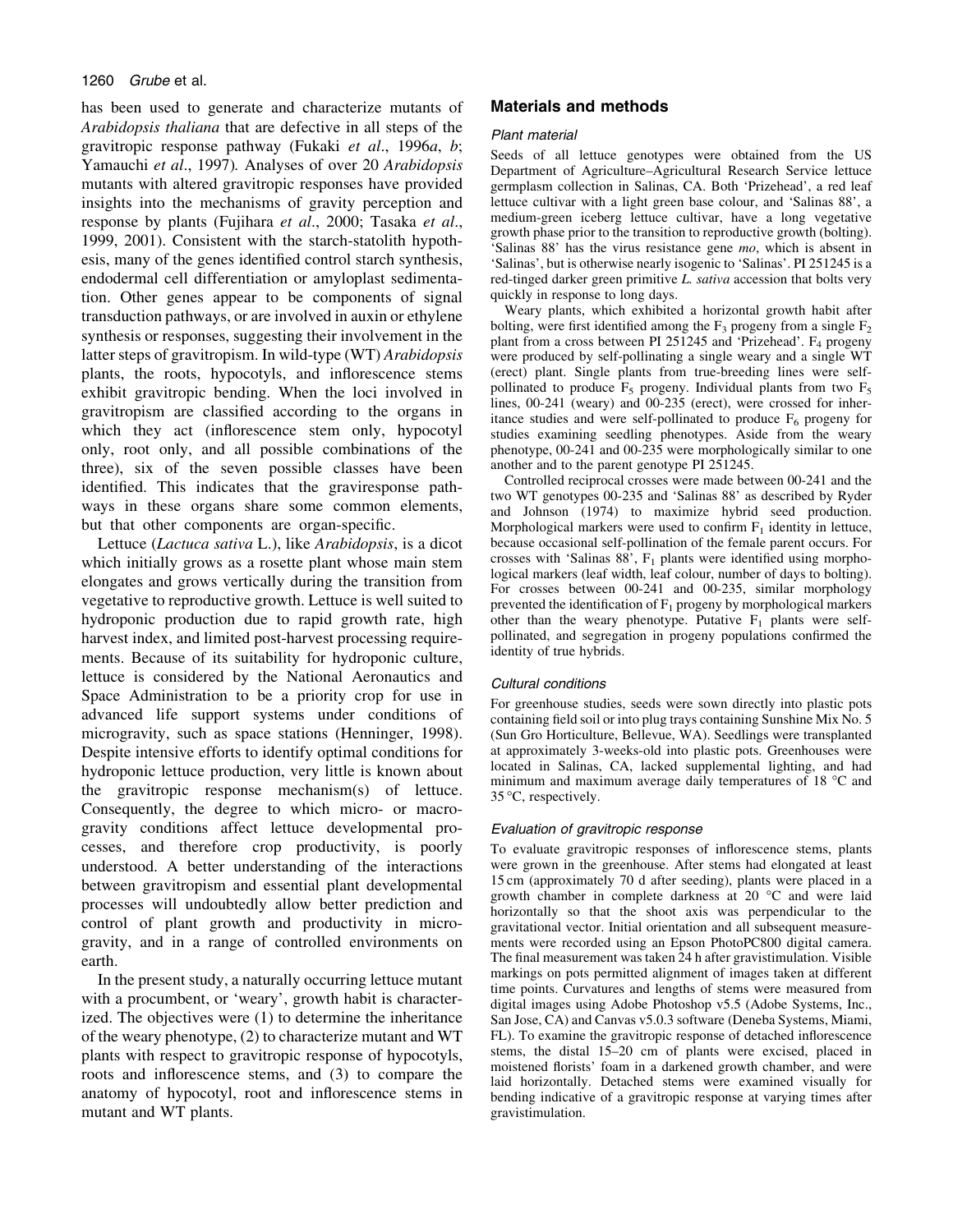has been used to generate and characterize mutants of *Arabidopsis thaliana* that are defective in all steps of the gravitropic response pathway (Fukaki *et al*., 1996*a*, *b*; Yamauchi *et al*., 1997). Analyses of over 20 *Arabidopsis* mutants with altered gravitropic responses have provided insights into the mechanisms of gravity perception and response by plants (Fujihara *et al*., 2000; Tasaka *et al*., 1999, 2001). Consistent with the starch-statolith hypothesis, many of the genes identified control starch synthesis, endodermal cell differentiation or amyloplast sedimentation. Other genes appear to be components of signal transduction pathways, or are involved in auxin or ethylene synthesis or responses, suggesting their involvement in the latter steps of gravitropism. In wild-type (WT) *Arabidopsis* plants, the roots, hypocotyls, and inflorescence stems exhibit gravitropic bending. When the loci involved in gravitropism are classified according to the organs in which they act (inflorescence stem only, hypocotyl only, root only, and all possible combinations of the three), six of the seven possible classes have been identified. This indicates that the graviresponse pathways in these organs share some common elements, but that other components are organ-specific.

Lettuce (*Lactuca sativa* L.), like *Arabidopsis*, is a dicot which initially grows as a rosette plant whose main stem elongates and grows vertically during the transition from vegetative to reproductive growth. Lettuce is well suited to hydroponic production due to rapid growth rate, high harvest index, and limited post-harvest processing requirements. Because of its suitability for hydroponic culture, lettuce is considered by the National Aeronautics and Space Administration to be a priority crop for use in advanced life support systems under conditions of microgravity, such as space stations (Henninger, 1998). Despite intensive efforts to identify optimal conditions for hydroponic lettuce production, very little is known about the gravitropic response mechanism(s) of lettuce. Consequently, the degree to which micro- or macrogravity conditions affect lettuce developmental processes, and therefore crop productivity, is poorly understood. A better understanding of the interactions between gravitropism and essential plant developmental processes will undoubtedly allow better prediction and control of plant growth and productivity in microgravity, and in a range of controlled environments on earth.

In the present study, a naturally occurring lettuce mutant with a procumbent, or 'weary', growth habit is characterized. The objectives were (1) to determine the inheritance of the weary phenotype, (2) to characterize mutant and WT plants with respect to gravitropic response of hypocotyls, roots and inflorescence stems, and (3) to compare the anatomy of hypocotyl, root and inflorescence stems in mutant and WT plants.

## Materials and methods

### Plant material

Seeds of all lettuce genotypes were obtained from the US Department of Agriculture–Agricultural Research Service lettuce germplasm collection in Salinas, CA. Both 'Prizehead', a red leaf lettuce cultivar with a light green base colour, and 'Salinas 88', a medium-green iceberg lettuce cultivar, have a long vegetative growth phase prior to the transition to reproductive growth (bolting). 'Salinas 88' has the virus resistance gene *mo*, which is absent in 'Salinas', but is otherwise nearly isogenic to 'Salinas'. PI 251245 is a red-tinged darker green primitive *L. sativa* accession that bolts very quickly in response to long days.

Weary plants, which exhibited a horizontal growth habit after bolting, were first identified among the $F_3$ progeny from a single $F_2$ plant from a cross between PI 251245 and 'Prizehead'. $F_4$ progeny were produced by self-pollinating a single weary and a single WT (erect) plant. Single plants from true-breeding lines were self-pollinated to produce $F_5$ progeny. Individual plants from two $F_5$ lines, 00-241 (weary) and 00-235 (erect), were crossed for inheritance studies and were self-pollinated to produce $F_6$ progeny for studies examining seedling phenotypes. Aside from the weary phenotype, 00-241 and 00-235 were morphologically similar to one another and to the parent genotype PI 251245.

Controlled reciprocal crosses were made between 00-241 and the two WT genotypes 00-235 and 'Salinas 88' as described by Ryder and Johnson (1974) to maximize hybrid seed production. Morphological markers were used to confirm $F_1$ identity in lettuce, because occasional self-pollination of the female parent occurs. For crosses with 'Salinas 88', $F_1$ plants were identified using morphological markers (leaf width, leaf colour, number of days to bolting). For crosses between 00-241 and 00-235, similar morphology prevented the identification of $F_1$ progeny by morphological markers other than the weary phenotype. Putative $F_1$ plants were self-pollinated, and segregation in progeny populations confirmed the identity of true hybrids.

### Cultural conditions

For greenhouse studies, seeds were sown directly into plastic pots containing field soil or into plug trays containing Sunshine Mix No. 5 (Sun Gro Horticulture, Bellevue, WA). Seedlings were transplanted at approximately 3-weeks-old into plastic pots. Greenhouses were located in Salinas, CA, lacked supplemental lighting, and had minimum and maximum average daily temperatures of 18 °C and 35 °C, respectively.

### Evaluation of gravitropic response

To evaluate gravitropic responses of inflorescence stems, plants were grown in the greenhouse. After stems had elongated at least 15 cm (approximately 70 d after seeding), plants were placed in a growth chamber in complete darkness at 20 °C and were laid horizontally so that the shoot axis was perpendicular to the gravitational vector. Initial orientation and all subsequent measurements were recorded using an Epson PhotoPC800 digital camera. The final measurement was taken 24 h after gravistimulation. Visible markings on pots permitted alignment of images taken at different time points. Curvatures and lengths of stems were measured from digital images using Adobe Photoshop v5.5 (Adobe Systems, Inc., San Jose, CA) and Canvas v5.0.3 software (Deneba Systems, Miami, FL). To examine the gravitropic response of detached inflorescence stems, the distal 15–20 cm of plants were excised, placed in moistened florists' foam in a darkened growth chamber, and were laid horizontally. Detached stems were examined visually for bending indicative of a gravitropic response at varying times after gravistimulation.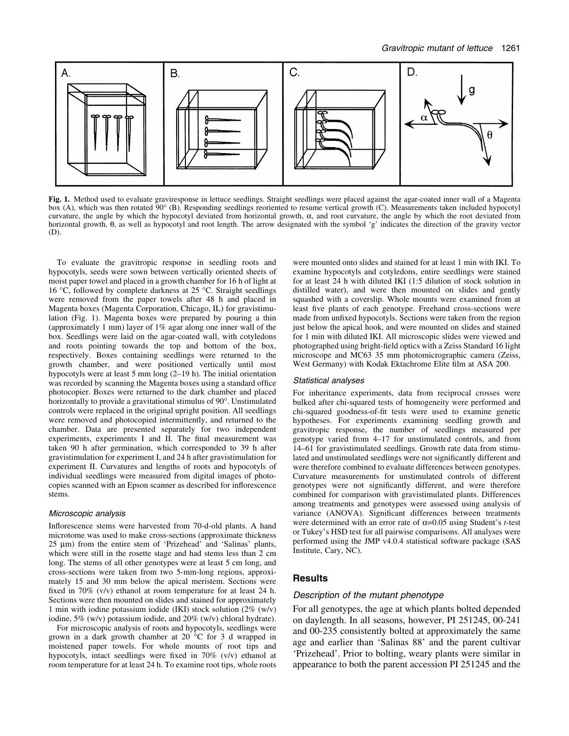**Fig. 1.** Method used to evaluate graviresponse in lettuce seedlings. Straight seedlings were placed against the agar-coated inner wall of a Magenta box (A), which was then rotated 90° (B). Responding seedlings reoriented to resume vertical growth (C). Measurements taken included hypocotyl curvature, the angle by which the hypocotyl deviated from horizontal growth, α, and root curvature, the angle by which the root deviated from horizontal growth, θ, as well as hypocotyl and root length. The arrow designated with the symbol 'g' indicates the direction of the gravity vector (D).

To evaluate the gravitropic response in seedling roots and hypocotyls, seeds were sown between vertically oriented sheets of moist paper towel and placed in a growth chamber for 16 h of light at 16 °C, followed by complete darkness at 25 °C. Straight seedlings were removed from the paper towels after 48 h and placed in Magenta boxes (Magenta Corporation, Chicago, IL) for gravistimulation (Fig. 1). Magenta boxes were prepared by pouring a thin (approximately 1 mm) layer of 1% agar along one inner wall of the box. Seedlings were laid on the agar-coated wall, with cotyledons and roots pointing towards the top and bottom of the box, respectively. Boxes containing seedlings were returned to the growth chamber, and were positioned vertically until most hypocotyls were at least 5 mm long (2–19 h). The initial orientation was recorded by scanning the Magenta boxes using a standard office photocopier. Boxes were returned to the dark chamber and placed horizontally to provide a gravitational stimulus of 90°. Unstimulated controls were replaced in the original upright position. All seedlings were removed and photocopied intermittently, and returned to the chamber. Data are presented separately for two independent experiments, experiments I and II. The final measurement was taken 90 h after germination, which corresponded to 39 h after gravistimulation for experiment I, and 24 h after gravistimulation for experiment II. Curvatures and lengths of roots and hypocotyls of individual seedlings were measured from digital images of photocopies scanned with an Epson scanner as described for inflorescence stems.

### *Microscopic analysis*

Inflorescence stems were harvested from 70-d-old plants. A hand microtome was used to make cross-sections (approximate thickness 25 μm) from the entire stem of 'Prizehead' and 'Salinas' plants, which were still in the rosette stage and had stems less than 2 cm long. The stems of all other genotypes were at least 5 cm long, and cross-sections were taken from two 5-mm-long regions, approximately 15 and 30 mm below the apical meristem. Sections were fixed in 70% (v/v) ethanol at room temperature for at least 24 h. Sections were then mounted on slides and stained for approximately 1 min with iodine potassium iodide (IKI) stock solution (2% (w/v) iodine, 5% (w/v) potassium iodide, and 20% (w/v) chloral hydrate).

For microscopic analysis of roots and hypocotyls, seedlings were grown in a dark growth chamber at 20 °C for 3 d wrapped in moistened paper towels. For whole mounts of root tips and hypocotyls, intact seedlings were fixed in 70% (v/v) ethanol at room temperature for at least 24 h. To examine root tips, whole roots were mounted onto slides and stained for at least 1 min with IKI. To examine hypocotyls and cotyledons, entire seedlings were stained for at least 24 h with diluted IKI (1:5 dilution of stock solution in distilled water), and were then mounted on slides and gently squashed with a coverslip. Whole mounts were examined from at least five plants of each genotype. Freehand cross-sections were made from unfixed hypocotyls. Sections were taken from the region just below the apical hook, and were mounted on slides and stained for 1 min with diluted IKI. All microscopic slides were viewed and photographed using bright-field optics with a Zeiss Standard 16 light microscope and MC63 35 mm photomicrographic camera (Zeiss, West Germany) with Kodak Ektachrome Elite film at ASA 200.

### *Statistical analyses*

For inheritance experiments, data from reciprocal crosses were bulked after chi-squared tests of homogeneity were performed and chi-squared goodness-of-fit tests were used to examine genetic hypotheses. For experiments examining seedling growth and gravitropic response, the number of seedlings measured per genotype varied from 4–17 for unstimulated controls, and from 14–61 for gravistimulated seedlings. Growth rate data from stimulated and unstimulated seedlings were not significantly different and were therefore combined to evaluate differences between genotypes. Curvature measurements for unstimulated controls of different genotypes were not significantly different, and were therefore combined for comparison with gravistimulated plants. Differences among treatments and genotypes were assessed using analysis of variance (ANOVA). Significant differences between treatments were determined with an error rate of $\alpha$=0.05 using Student's *t*-test or Tukey's HSD test for all pairwise comparisons. All analyses were performed using the JMP v4.0.4 statistical software package (SAS Institute, Cary, NC).

## Results

### *Description of the mutant phenotype*

For all genotypes, the age at which plants bolted depended on daylength. In all seasons, however, PI 251245, 00-241 and 00-235 consistently bolted at approximately the same age and earlier than 'Salinas 88' and the parent cultivar 'Prizehead'. Prior to bolting, weary plants were similar in appearance to both the parent accession PI 251245 and the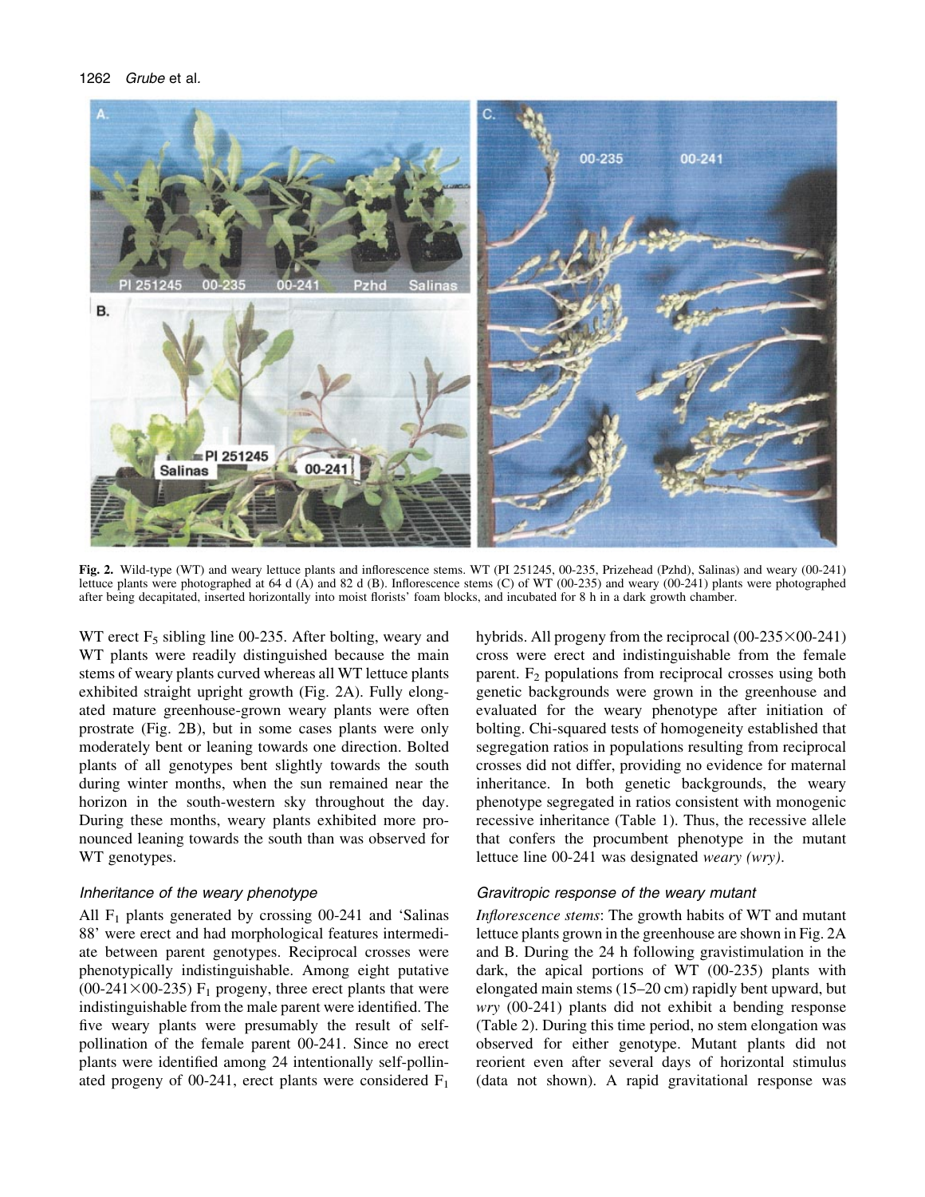**Fig. 2.** Wild-type (WT) and weary lettuce plants and inflorescence stems. WT (PI 251245, 00-235, Prizehead (Pzhd), Salinas) and weary (00-241) lettuce plants were photographed at 64 d (A) and 82 d (B). Inflorescence stems (C) of WT (00-235) and weary (00-241) plants were photographed after being decapitated, inserted horizontally into moist florists' foam blocks, and incubated for 8 h in a dark growth chamber.

WT erect $F_5$ sibling line 00-235. After bolting, weary and WT plants were readily distinguished because the main stems of weary plants curved whereas all WT lettuce plants exhibited straight upright growth (Fig. 2A). Fully elongated mature greenhouse-grown weary plants were often prostrate (Fig. 2B), but in some cases plants were only moderately bent or leaning towards one direction. Bolted plants of all genotypes bent slightly towards the south during winter months, when the sun remained near the horizon in the south-western sky throughout the day. During these months, weary plants exhibited more pronounced leaning towards the south than was observed for WT genotypes.

### *Inheritance of the weary phenotype*

All $F_1$ plants generated by crossing 00-241 and 'Salinas 88' were erect and had morphological features intermediate between parent genotypes. Reciprocal crosses were phenotypically indistinguishable. Among eight putative (00-241×00-235) $F_1$ progeny, three erect plants that were indistinguishable from the male parent were identified. The five weary plants were presumably the result of self-pollination of the female parent 00-241. Since no erect plants were identified among 24 intentionally self-pollinated progeny of 00-241, erect plants were considered $F_1$ hybrids. All progeny from the reciprocal (00-235×00-241) cross were erect and indistinguishable from the female parent. $F_2$ populations from reciprocal crosses using both genetic backgrounds were grown in the greenhouse and evaluated for the weary phenotype after initiation of bolting. Chi-squared tests of homogeneity established that segregation ratios in populations resulting from reciprocal crosses did not differ, providing no evidence for maternal inheritance. In both genetic backgrounds, the weary phenotype segregated in ratios consistent with monogenic recessive inheritance (Table 1). Thus, the recessive allele that confers the procumbent phenotype in the mutant lettuce line 00-241 was designated *weary (wry)*.

### *Gravitropic response of the weary mutant*

*Inflorescence stems*: The growth habits of WT and mutant lettuce plants grown in the greenhouse are shown in Fig. 2A and B. During the 24 h following gravistimulation in the dark, the apical portions of WT (00-235) plants with elongated main stems (15–20 cm) rapidly bent upward, but *wry* (00-241) plants did not exhibit a bending response (Table 2). During this time period, no stem elongation was observed for either genotype. Mutant plants did not reorient even after several days of horizontal stimulus (data not shown). A rapid gravitational response was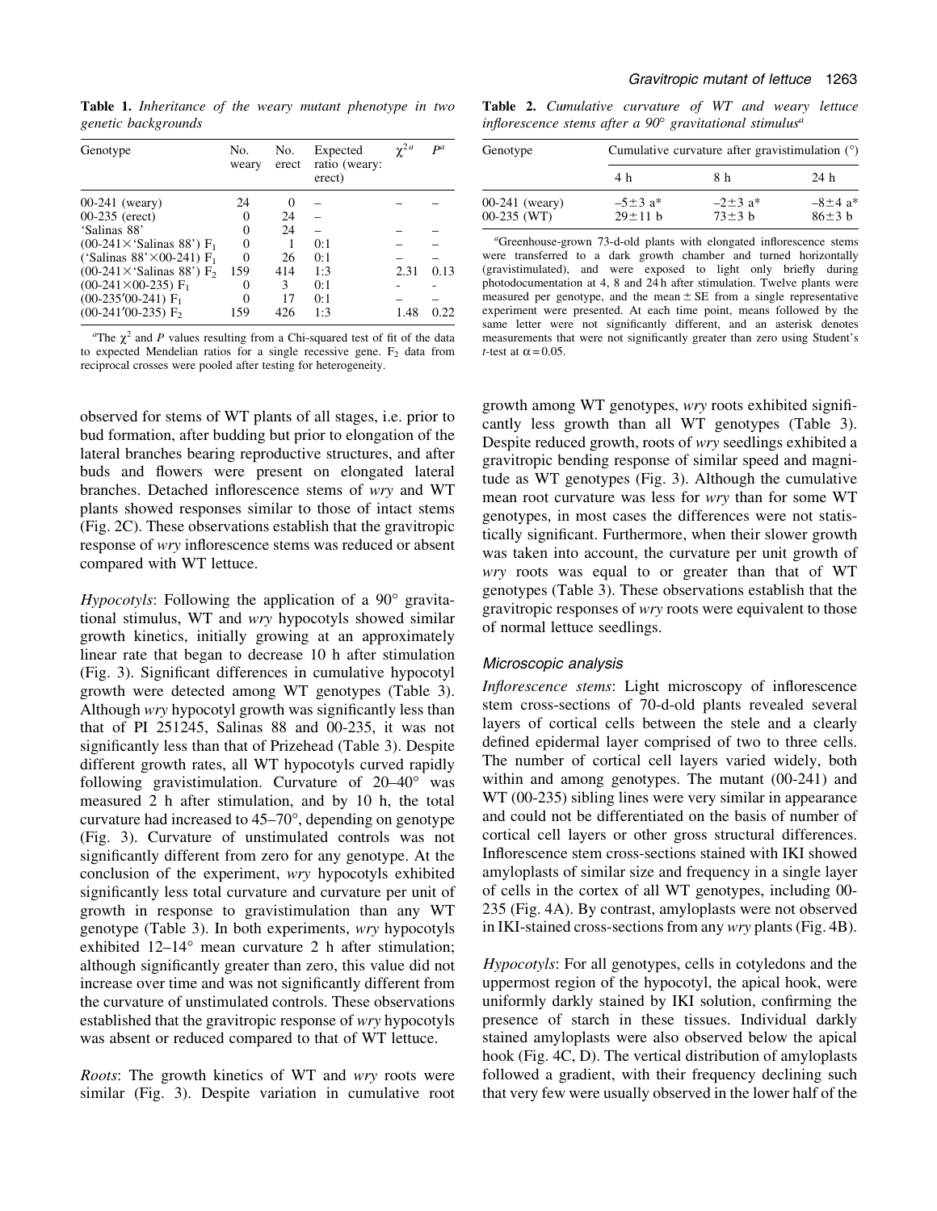**Table 1.** *Inheritance of the weary mutant phenotype in two genetic backgrounds*

| Genotype | No. weary | No. erect | Expected ratio (weary: erect) | $\chi^{2\,a}$ | $P^a$ |
|---|---|---|---|---|---|
| 00-241 (weary) | 24 | 0 | – | | |
| 00-235 (erect) | 0 | 24 | – | | |
| 'Salinas 88' | 0 | 24 | – | – | – |
| (00-241×'Salinas 88') $F_1$ | 0 | 1 | 0:1 | – | – |
| ('Salinas 88'×00-241) $F_1$ | 0 | 26 | 0:1 | – | – |
| (00-241×'Salinas 88') $F_2$ | 159 | 414 | 1:3 | 2.31 | 0.13 |
| (00-241×00-235) $F_1$ | 0 | 3 | 0:1 | - | - |
| (00-235′00-241) $F_1$ | 0 | 17 | 0:1 | – | – |
| (00-241′00-235) $F_2$ | 159 | 426 | 1:3 | 1.48 | 0.22 |

[a]The $\chi^2$ and $P$ values resulting from a Chi-squared test of fit of the data to expected Mendelian ratios for a single recessive gene. $F_2$ data from reciprocal crosses were pooled after testing for heterogeneity.

**Table 2.** *Cumulative curvature of WT and weary lettuce inflorescence stems after a 90° gravitational stimulus*[a]

| Genotype | Cumulative curvature after gravistimulation (°) | | |
|---|---|---|---|
| | 4 h | 8 h | 24 h |
| 00-241 (weary) | −5±3 a* | −2±3 a* | −8±4 a* |
| 00-235 (WT) | 29±11 b | 73±3 b | 86±3 b |

[a]Greenhouse-grown 73-d-old plants with elongated inflorescence stems were transferred to a dark growth chamber and turned horizontally (gravistimulated), and were exposed to light only briefly during photodocumentation at 4, 8 and 24 h after stimulation. Twelve plants were measured per genotype, and the mean ± SE from a single representative experiment were presented. At each time point, means followed by the same letter were not significantly different, and an asterisk denotes measurements that were not significantly greater than zero using Student's *t*-test at α = 0.05.

observed for stems of WT plants of all stages, i.e. prior to bud formation, after budding but prior to elongation of the lateral branches bearing reproductive structures, and after buds and flowers were present on elongated lateral branches. Detached inflorescence stems of *wry* and WT plants showed responses similar to those of intact stems (Fig. 2C). These observations establish that the gravitropic response of *wry* inflorescence stems was reduced or absent compared with WT lettuce.

*Hypocotyls*: Following the application of a 90° gravitational stimulus, WT and *wry* hypocotyls showed similar growth kinetics, initially growing at an approximately linear rate that began to decrease 10 h after stimulation (Fig. 3). Significant differences in cumulative hypocotyl growth were detected among WT genotypes (Table 3). Although *wry* hypocotyl growth was significantly less than that of PI 251245, Salinas 88 and 00-235, it was not significantly less than that of Prizehead (Table 3). Despite different growth rates, all WT hypocotyls curved rapidly following gravistimulation. Curvature of 20–40° was measured 2 h after stimulation, and by 10 h, the total curvature had increased to 45–70°, depending on genotype (Fig. 3). Curvature of unstimulated controls was not significantly different from zero for any genotype. At the conclusion of the experiment, *wry* hypocotyls exhibited significantly less total curvature and curvature per unit of growth in response to gravistimulation than any WT genotype (Table 3). In both experiments, *wry* hypocotyls exhibited 12–14° mean curvature 2 h after stimulation; although significantly greater than zero, this value did not increase over time and was not significantly different from the curvature of unstimulated controls. These observations established that the gravitropic response of *wry* hypocotyls was absent or reduced compared to that of WT lettuce.

*Roots*: The growth kinetics of WT and *wry* roots were similar (Fig. 3). Despite variation in cumulative root growth among WT genotypes, *wry* roots exhibited significantly less growth than all WT genotypes (Table 3). Despite reduced growth, roots of *wry* seedlings exhibited a gravitropic bending response of similar speed and magnitude as WT genotypes (Fig. 3). Although the cumulative mean root curvature was less for *wry* than for some WT genotypes, in most cases the differences were not statistically significant. Furthermore, when their slower growth was taken into account, the curvature per unit growth of *wry* roots was equal to or greater than that of WT genotypes (Table 3). These observations establish that the gravitropic responses of *wry* roots were equivalent to those of normal lettuce seedlings.

### Microscopic analysis

*Inflorescence stems*: Light microscopy of inflorescence stem cross-sections of 70-d-old plants revealed several layers of cortical cells between the stele and a clearly defined epidermal layer comprised of two to three cells. The number of cortical cell layers varied widely, both within and among genotypes. The mutant (00-241) and WT (00-235) sibling lines were very similar in appearance and could not be differentiated on the basis of number of cortical cell layers or other gross structural differences. Inflorescence stem cross-sections stained with IKI showed amyloplasts of similar size and frequency in a single layer of cells in the cortex of all WT genotypes, including 00-235 (Fig. 4A). By contrast, amyloplasts were not observed in IKI-stained cross-sections from any *wry* plants (Fig. 4B).

*Hypocotyls*: For all genotypes, cells in cotyledons and the uppermost region of the hypocotyl, the apical hook, were uniformly darkly stained by IKI solution, confirming the presence of starch in these tissues. Individual darkly stained amyloplasts were also observed below the apical hook (Fig. 4C, D). The vertical distribution of amyloplasts followed a gradient, with their frequency declining such that very few were usually observed in the lower half of the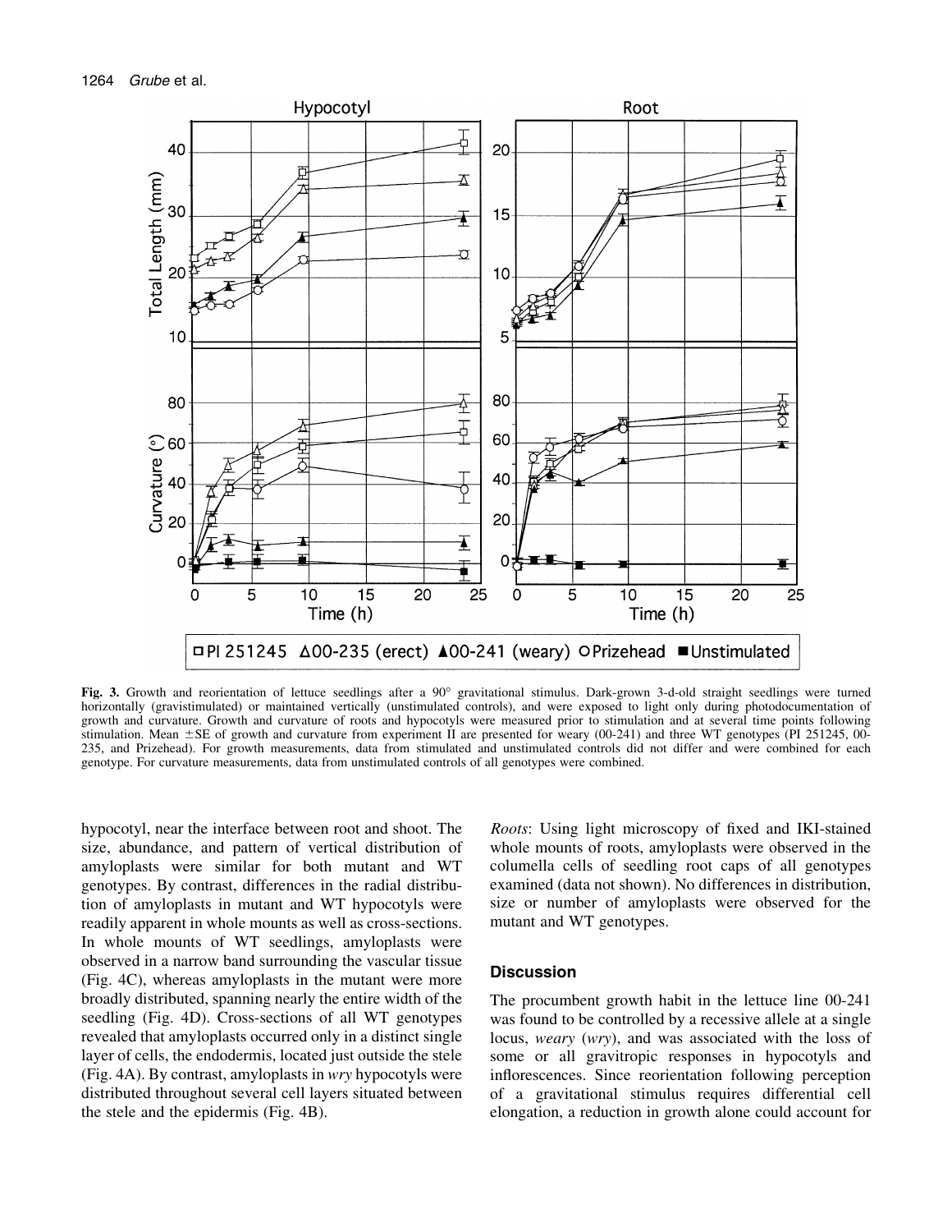Fig. 3. Growth and reorientation of lettuce seedlings after a 90° gravitational stimulus. Dark-grown 3-d-old straight seedlings were turned horizontally (gravistimulated) or maintained vertically (unstimulated controls), and were exposed to light only during photodocumentation of growth and curvature. Growth and curvature of roots and hypocotyls were measured prior to stimulation and at several time points following stimulation. Mean ±SE of growth and curvature from experiment II are presented for weary (00-241) and three WT genotypes (PI 251245, 00-235, and Prizehead). For growth measurements, data from stimulated and unstimulated controls did not differ and were combined for each genotype. For curvature measurements, data from unstimulated controls of all genotypes were combined.

hypocotyl, near the interface between root and shoot. The size, abundance, and pattern of vertical distribution of amyloplasts were similar for both mutant and WT genotypes. By contrast, differences in the radial distribution of amyloplasts in mutant and WT hypocotyls were readily apparent in whole mounts as well as cross-sections. In whole mounts of WT seedlings, amyloplasts were observed in a narrow band surrounding the vascular tissue (Fig. 4C), whereas amyloplasts in the mutant were more broadly distributed, spanning nearly the entire width of the seedling (Fig. 4D). Cross-sections of all WT genotypes revealed that amyloplasts occurred only in a distinct single layer of cells, the endodermis, located just outside the stele (Fig. 4A). By contrast, amyloplasts in *wry* hypocotyls were distributed throughout several cell layers situated between the stele and the epidermis (Fig. 4B).

*Roots*: Using light microscopy of fixed and IKI-stained whole mounts of roots, amyloplasts were observed in the columella cells of seedling root caps of all genotypes examined (data not shown). No differences in distribution, size or number of amyloplasts were observed for the mutant and WT genotypes.

## Discussion

The procumbent growth habit in the lettuce line 00-241 was found to be controlled by a recessive allele at a single locus, *weary* (*wry*), and was associated with the loss of some or all gravitropic responses in hypocotyls and inflorescences. Since reorientation following perception of a gravitational stimulus requires differential cell elongation, a reduction in growth alone could account for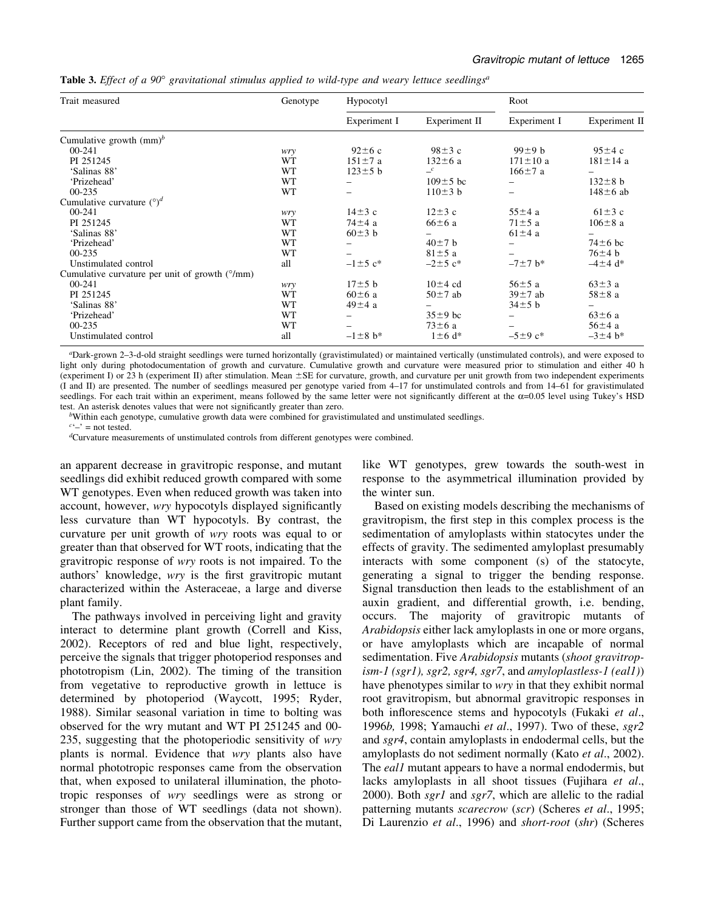**Table 3.** *Effect of a 90° gravitational stimulus applied to wild-type and weary lettuce seedlings*[a]

| Trait measured | Genotype | Hypocotyl | | Root | |
|---|---|---|---|---|---|
| | | Experiment I | Experiment II | Experiment I | Experiment II |
| Cumulative growth (mm)[b] | | | | | |
| 00-241 | *wry* | 92±6 c | 98±3 c | 99±9 b | 95±4 c |
| PI 251245 | WT | 151±7 a | 132±6 a | 171±10 a | 181±14 a |
| 'Salinas 88' | WT | 123±5 b | –[c] | 166±7 a | – |
| 'Prizehead' | WT | – | 109±5 bc | – | 132±8 b |
| 00-235 | WT | – | 110±3 b | – | 148±6 ab |
| Cumulative curvature (°)[d] | | | | | |
| 00-241 | *wry* | 14±3 c | 12±3 c | 55±4 a | 61±3 c |
| PI 251245 | WT | 74±4 a | 66±6 a | 71±5 a | 106±8 a |
| 'Salinas 88' | WT | 60±3 b | – | 61±4 a | – |
| 'Prizehead' | WT | – | 40±7 b | – | 74±6 bc |
| 00-235 | WT | – | 81±5 a | – | 76±4 b |
| Unstimulated control | all | –1±5 c* | –2±5 c* | –7±7 b* | –4±4 d* |
| Cumulative curvature per unit of growth (°/mm) | | | | | |
| 00-241 | *wry* | 17±5 b | 10±4 cd | 56±5 a | 63±3 a |
| PI 251245 | WT | 60±6 a | 50±7 ab | 39±7 ab | 58±8 a |
| 'Salinas 88' | WT | 49±4 a | – | 34±5 b | – |
| 'Prizehead' | WT | – | 35±9 bc | – | 63±6 a |
| 00-235 | WT | – | 73±6 a | – | 56±4 a |
| Unstimulated control | all | –1±8 b* | 1±6 d* | –5±9 c* | –3±4 b* |

[a]Dark-grown 2–3-d-old straight seedlings were turned horizontally (gravistimulated) or maintained vertically (unstimulated controls), and were exposed to light only during photodocumentation of growth and curvature. Cumulative growth and curvature were measured prior to stimulation and either 40 h (experiment I) or 23 h (experiment II) after stimulation. Mean ±SE for curvature, growth, and curvature per unit growth from two independent experiments (I and II) are presented. The number of seedlings measured per genotype varied from 4–17 for unstimulated controls and from 14–61 for gravistimulated seedlings. For each trait within an experiment, means followed by the same letter were not significantly different at the $\alpha$=0.05 level using Tukey's HSD test. An asterisk denotes values that were not significantly greater than zero.

[b]Within each genotype, cumulative growth data were combined for gravistimulated and unstimulated seedlings.

[c]'–' = not tested.

[d]Curvature measurements of unstimulated controls from different genotypes were combined.

an apparent decrease in gravitropic response, and mutant seedlings did exhibit reduced growth compared with some WT genotypes. Even when reduced growth was taken into account, however, *wry* hypocotyls displayed significantly less curvature than WT hypocotyls. By contrast, the curvature per unit growth of *wry* roots was equal to or greater than that observed for WT roots, indicating that the gravitropic response of *wry* roots is not impaired. To the authors' knowledge, *wry* is the first gravitropic mutant characterized within the Asteraceae, a large and diverse plant family.

The pathways involved in perceiving light and gravity interact to determine plant growth (Correll and Kiss, 2002). Receptors of red and blue light, respectively, perceive the signals that trigger photoperiod responses and phototropism (Lin, 2002). The timing of the transition from vegetative to reproductive growth in lettuce is determined by photoperiod (Waycott, 1995; Ryder, 1988). Similar seasonal variation in time to bolting was observed for the wry mutant and WT PI 251245 and 00-235, suggesting that the photoperiodic sensitivity of *wry* plants is normal. Evidence that *wry* plants also have normal phototropic responses came from the observation that, when exposed to unilateral illumination, the phototropic responses of *wry* seedlings were as strong or stronger than those of WT seedlings (data not shown). Further support came from the observation that the mutant, like WT genotypes, grew towards the south-west in response to the asymmetrical illumination provided by the winter sun.

Based on existing models describing the mechanisms of gravitropism, the first step in this complex process is the sedimentation of amyloplasts within statocytes under the effects of gravity. The sedimented amyloplast presumably interacts with some component (s) of the statocyte, generating a signal to trigger the bending response. Signal transduction then leads to the establishment of an auxin gradient, and differential growth, i.e. bending, occurs. The majority of gravitropic mutants of *Arabidopsis* either lack amyloplasts in one or more organs, or have amyloplasts which are incapable of normal sedimentation. Five *Arabidopsis* mutants (*shoot gravitropism-1 (sgr1), sgr2, sgr4, sgr7*, and *amyloplastless-1 (eal1)*) have phenotypes similar to *wry* in that they exhibit normal root gravitropism, but abnormal gravitropic responses in both inflorescence stems and hypocotyls (Fukaki *et al*., 1996*b,* 1998; Yamauchi *et al*., 1997). Two of these, *sgr2* and *sgr4*, contain amyloplasts in endodermal cells, but the amyloplasts do not sediment normally (Kato *et al*., 2002). The *eal1* mutant appears to have a normal endodermis, but lacks amyloplasts in all shoot tissues (Fujihara *et al*., 2000). Both *sgr1* and *sgr7*, which are allelic to the radial patterning mutants *scarecrow* (*scr*) (Scheres *et al*., 1995; Di Laurenzio *et al*., 1996) and *short-root* (*shr*) (Scheres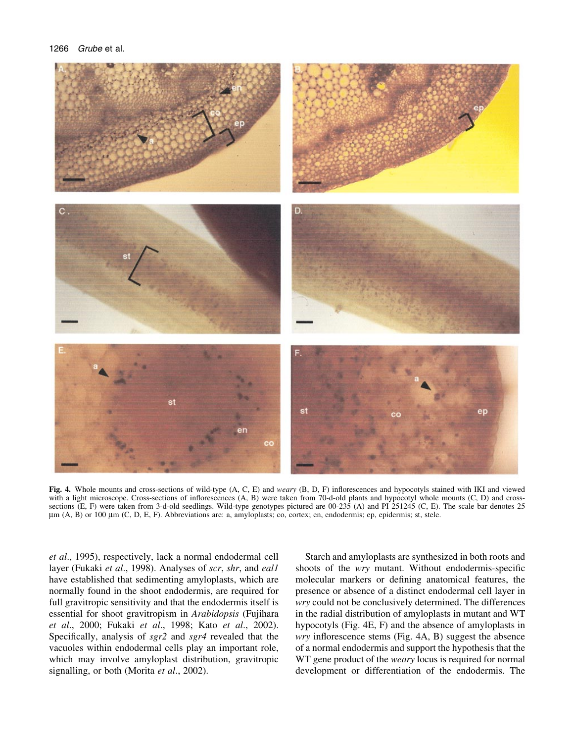**Fig. 4.** Whole mounts and cross-sections of wild-type (A, C, E) and *weary* (B, D, F) inflorescences and hypocotyls stained with IKI and viewed with a light microscope. Cross-sections of inflorescences (A, B) were taken from 70-d-old plants and hypocotyl whole mounts (C, D) and cross-sections (E, F) were taken from 3-d-old seedlings. Wild-type genotypes pictured are 00-235 (A) and PI 251245 (C, E). The scale bar denotes 25 µm (A, B) or 100 µm (C, D, E, F). Abbreviations are: a, amyloplasts; co, cortex; en, endodermis; ep, epidermis; st, stele.

*et al*., 1995), respectively, lack a normal endodermal cell layer (Fukaki *et al*., 1998). Analyses of *scr*, *shr*, and *eal1* have established that sedimenting amyloplasts, which are normally found in the shoot endodermis, are required for full gravitropic sensitivity and that the endodermis itself is essential for shoot gravitropism in *Arabidopsis* (Fujihara *et al*., 2000; Fukaki *et al*., 1998; Kato *et al*., 2002). Specifically, analysis of *sgr2* and *sgr4* revealed that the vacuoles within endodermal cells play an important role, which may involve amyloplast distribution, gravitropic signalling, or both (Morita *et al*., 2002).

Starch and amyloplasts are synthesized in both roots and shoots of the *wry* mutant. Without endodermis-specific molecular markers or defining anatomical features, the presence or absence of a distinct endodermal cell layer in *wry* could not be conclusively determined. The differences in the radial distribution of amyloplasts in mutant and WT hypocotyls (Fig. 4E, F) and the absence of amyloplasts in *wry* inflorescence stems (Fig. 4A, B) suggest the absence of a normal endodermis and support the hypothesis that the WT gene product of the *weary* locus is required for normal development or differentiation of the endodermis. The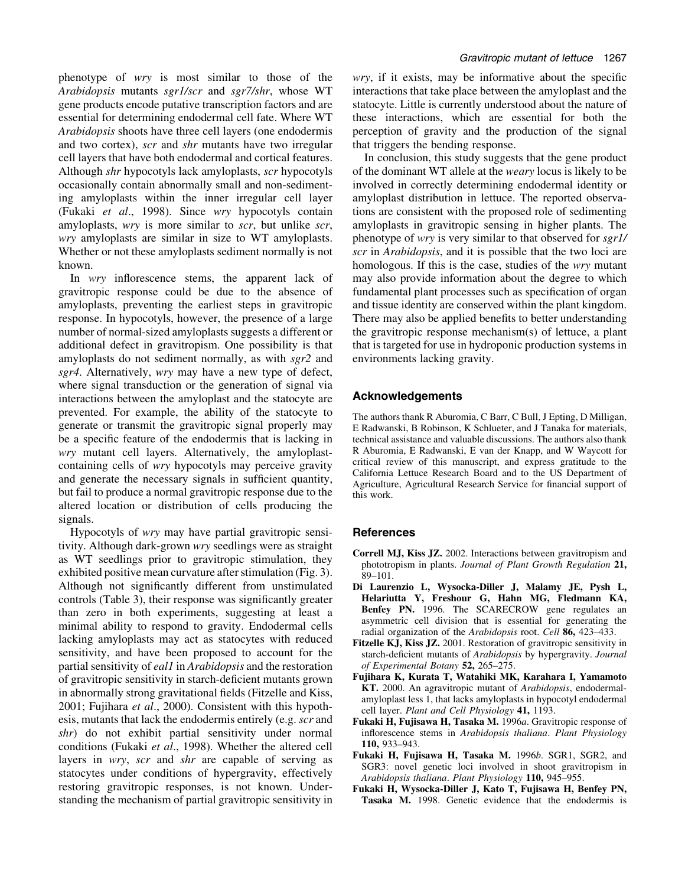phenotype of *wry* is most similar to those of the *Arabidopsis* mutants *sgr1/scr* and *sgr7/shr*, whose WT gene products encode putative transcription factors and are essential for determining endodermal cell fate. Where WT *Arabidopsis* shoots have three cell layers (one endodermis and two cortex), *scr* and *shr* mutants have two irregular cell layers that have both endodermal and cortical features. Although *shr* hypocotyls lack amyloplasts, *scr* hypocotyls occasionally contain abnormally small and non-sedimenting amyloplasts within the inner irregular cell layer (Fukaki *et al*., 1998). Since *wry* hypocotyls contain amyloplasts, *wry* is more similar to *scr*, but unlike *scr*, *wry* amyloplasts are similar in size to WT amyloplasts. Whether or not these amyloplasts sediment normally is not known.

In *wry* inflorescence stems, the apparent lack of gravitropic response could be due to the absence of amyloplasts, preventing the earliest steps in gravitropic response. In hypocotyls, however, the presence of a large number of normal-sized amyloplasts suggests a different or additional defect in gravitropism. One possibility is that amyloplasts do not sediment normally, as with *sgr2* and *sgr4*. Alternatively, *wry* may have a new type of defect, where signal transduction or the generation of signal via interactions between the amyloplast and the statocyte are prevented. For example, the ability of the statocyte to generate or transmit the gravitropic signal properly may be a specific feature of the endodermis that is lacking in *wry* mutant cell layers. Alternatively, the amyloplast-containing cells of *wry* hypocotyls may perceive gravity and generate the necessary signals in sufficient quantity, but fail to produce a normal gravitropic response due to the altered location or distribution of cells producing the signals.

Hypocotyls of *wry* may have partial gravitropic sensitivity. Although dark-grown *wry* seedlings were as straight as WT seedlings prior to gravitropic stimulation, they exhibited positive mean curvature after stimulation (Fig. 3). Although not significantly different from unstimulated controls (Table 3), their response was significantly greater than zero in both experiments, suggesting at least a minimal ability to respond to gravity. Endodermal cells lacking amyloplasts may act as statocytes with reduced sensitivity, and have been proposed to account for the partial sensitivity of *eal1* in *Arabidopsis* and the restoration of gravitropic sensitivity in starch-deficient mutants grown in abnormally strong gravitational fields (Fitzelle and Kiss, 2001; Fujihara *et al*., 2000). Consistent with this hypothesis, mutants that lack the endodermis entirely (e.g. *scr* and *shr*) do not exhibit partial sensitivity under normal conditions (Fukaki *et al*., 1998). Whether the altered cell layers in *wry*, *scr* and *shr* are capable of serving as statocytes under conditions of hypergravity, effectively restoring gravitropic responses, is not known. Understanding the mechanism of partial gravitropic sensitivity in *wry*, if it exists, may be informative about the specific interactions that take place between the amyloplast and the statocyte. Little is currently understood about the nature of these interactions, which are essential for both the perception of gravity and the production of the signal that triggers the bending response.

In conclusion, this study suggests that the gene product of the dominant WT allele at the *weary* locus is likely to be involved in correctly determining endodermal identity or amyloplast distribution in lettuce. The reported observations are consistent with the proposed role of sedimenting amyloplasts in gravitropic sensing in higher plants. The phenotype of *wry* is very similar to that observed for *sgr1/scr* in *Arabidopsis*, and it is possible that the two loci are homologous. If this is the case, studies of the *wry* mutant may also provide information about the degree to which fundamental plant processes such as specification of organ and tissue identity are conserved within the plant kingdom. There may also be applied benefits to better understanding the gravitropic response mechanism(s) of lettuce, a plant that is targeted for use in hydroponic production systems in environments lacking gravity.

## Acknowledgements

The authors thank R Aburomia, C Barr, C Bull, J Epting, D Milligan, E Radwanski, B Robinson, K Schlueter, and J Tanaka for materials, technical assistance and valuable discussions. The authors also thank R Aburomia, E Radwanski, E van der Knapp, and W Waycott for critical review of this manuscript, and express gratitude to the California Lettuce Research Board and to the US Department of Agriculture, Agricultural Research Service for financial support of this work.

## References

**Correll MJ, Kiss JZ.** 2002. Interactions between gravitropism and phototropism in plants. *Journal of Plant Growth Regulation* **21,** 89–101.

**Di Laurenzio L, Wysocka-Diller J, Malamy JE, Pysh L, Helariutta Y, Freshour G, Hahn MG, Fledmann KA, Benfey PN.** 1996. The SCARECROW gene regulates an asymmetric cell division that is essential for generating the radial organization of the *Arabidopsis* root. *Cell* **86,** 423–433.

**Fitzelle KJ, Kiss JZ.** 2001. Restoration of gravitropic sensitivity in starch-deficient mutants of *Arabidopsis* by hypergravity. *Journal of Experimental Botany* **52,** 265–275.

**Fujihara K, Kurata T, Watahiki MK, Karahara I, Yamamoto KT.** 2000. An agravitropic mutant of *Arabidopsis*, endodermal-amyloplast less 1, that lacks amyloplasts in hypocotyl endodermal cell layer. *Plant and Cell Physiology* **41,** 1193.

**Fukaki H, Fujisawa H, Tasaka M.** 1996*a*. Gravitropic response of inflorescence stems in *Arabidopsis thaliana*. *Plant Physiology* **110,** 933–943.

**Fukaki H, Fujisawa H, Tasaka M.** 1996*b*. SGR1, SGR2, and SGR3: novel genetic loci involved in shoot gravitropism in *Arabidopsis thaliana*. *Plant Physiology* **110,** 945–955.

**Fukaki H, Wysocka-Diller J, Kato T, Fujisawa H, Benfey PN, Tasaka M.** 1998. Genetic evidence that the endodermis is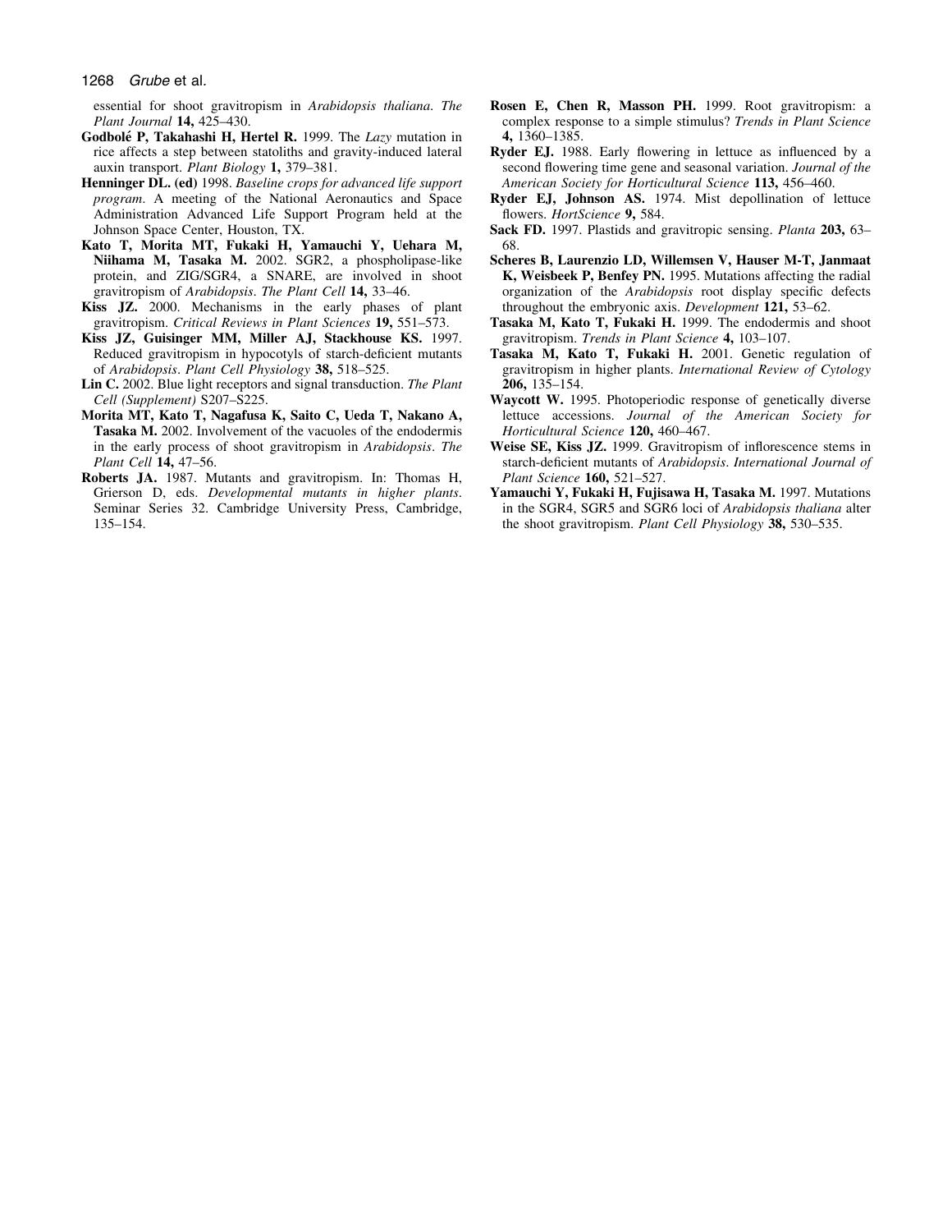essential for shoot gravitropism in *Arabidopsis thaliana*. *The Plant Journal* **14,** 425–430.

**Godbolé P, Takahashi H, Hertel R.** 1999. The *Lazy* mutation in rice affects a step between statoliths and gravity-induced lateral auxin transport. *Plant Biology* **1,** 379–381.

**Henninger DL. (ed)** 1998. *Baseline crops for advanced life support program*. A meeting of the National Aeronautics and Space Administration Advanced Life Support Program held at the Johnson Space Center, Houston, TX.

**Kato T, Morita MT, Fukaki H, Yamauchi Y, Uehara M, Niihama M, Tasaka M.** 2002. SGR2, a phospholipase-like protein, and ZIG/SGR4, a SNARE, are involved in shoot gravitropism of *Arabidopsis*. *The Plant Cell* **14,** 33–46.

**Kiss JZ.** 2000. Mechanisms in the early phases of plant gravitropism. *Critical Reviews in Plant Sciences* **19,** 551–573.

**Kiss JZ, Guisinger MM, Miller AJ, Stackhouse KS.** 1997. Reduced gravitropism in hypocotyls of starch-deficient mutants of *Arabidopsis*. *Plant Cell Physiology* **38,** 518–525.

**Lin C.** 2002. Blue light receptors and signal transduction. *The Plant Cell (Supplement)* S207–S225.

**Morita MT, Kato T, Nagafusa K, Saito C, Ueda T, Nakano A, Tasaka M.** 2002. Involvement of the vacuoles of the endodermis in the early process of shoot gravitropism in *Arabidopsis*. *The Plant Cell* **14,** 47–56.

**Roberts JA.** 1987. Mutants and gravitropism. In: Thomas H, Grierson D, eds. *Developmental mutants in higher plants*. Seminar Series 32. Cambridge University Press, Cambridge, 135–154.

**Rosen E, Chen R, Masson PH.** 1999. Root gravitropism: a complex response to a simple stimulus? *Trends in Plant Science* **4,** 1360–1385.

**Ryder EJ.** 1988. Early flowering in lettuce as influenced by a second flowering time gene and seasonal variation. *Journal of the American Society for Horticultural Science* **113,** 456–460.

**Ryder EJ, Johnson AS.** 1974. Mist depollination of lettuce flowers. *HortScience* **9,** 584.

**Sack FD.** 1997. Plastids and gravitropic sensing. *Planta* **203,** 63–68.

**Scheres B, Laurenzio LD, Willemsen V, Hauser M-T, Janmaat K, Weisbeek P, Benfey PN.** 1995. Mutations affecting the radial organization of the *Arabidopsis* root display specific defects throughout the embryonic axis. *Development* **121,** 53–62.

**Tasaka M, Kato T, Fukaki H.** 1999. The endodermis and shoot gravitropism. *Trends in Plant Science* **4,** 103–107.

**Tasaka M, Kato T, Fukaki H.** 2001. Genetic regulation of gravitropism in higher plants. *International Review of Cytology* **206,** 135–154.

**Waycott W.** 1995. Photoperiodic response of genetically diverse lettuce accessions. *Journal of the American Society for Horticultural Science* **120,** 460–467.

**Weise SE, Kiss JZ.** 1999. Gravitropism of inflorescence stems in starch-deficient mutants of *Arabidopsis*. *International Journal of Plant Science* **160,** 521–527.

**Yamauchi Y, Fukaki H, Fujisawa H, Tasaka M.** 1997. Mutations in the SGR4, SGR5 and SGR6 loci of *Arabidopsis thaliana* alter the shoot gravitropism. *Plant Cell Physiology* **38,** 530–535.